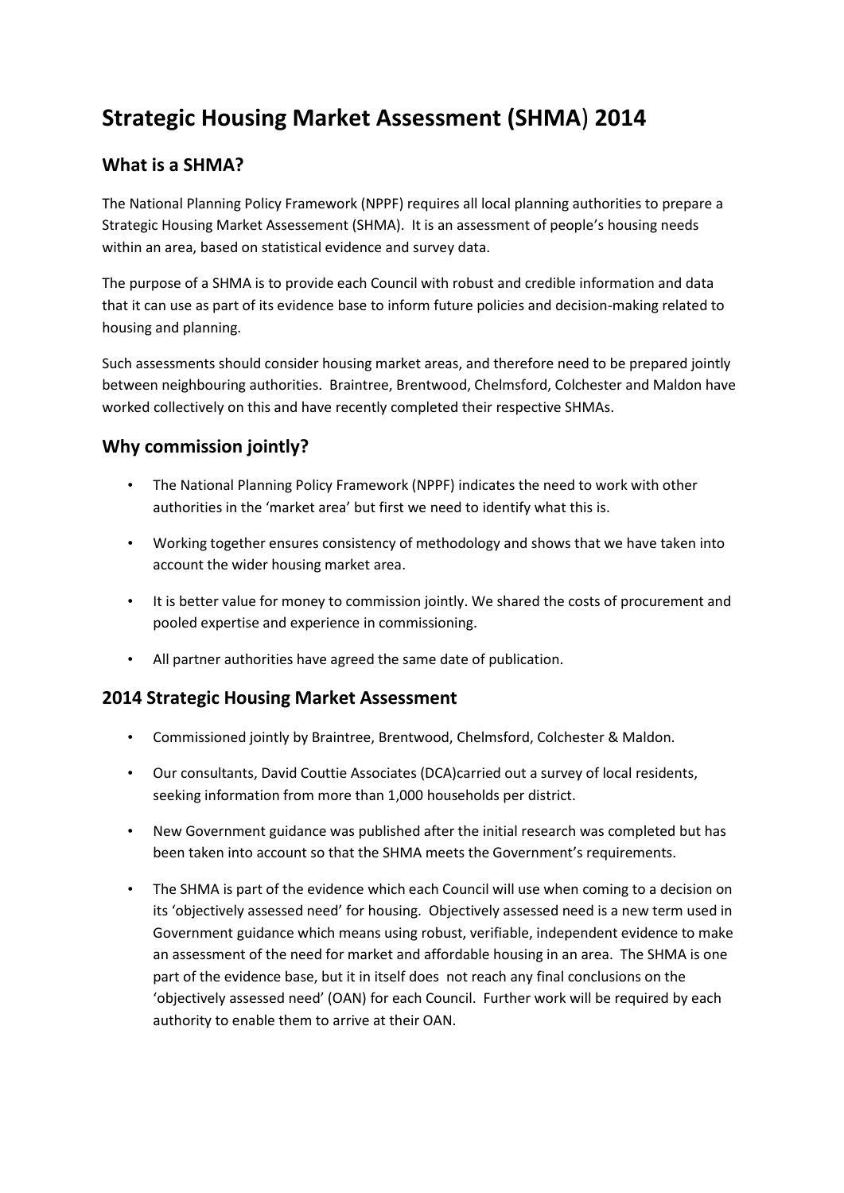# Strategic Housing Market Assessment (SHMA) 2014

## What is a SHMA?

The National Planning Policy Framework (NPPF) requires all local planning authorities to prepare a Strategic Housing Market Assessement (SHMA). It is an assessment of people's housing needs within an area, based on statistical evidence and survey data.

The purpose of a SHMA is to provide each Council with robust and credible information and data that it can use as part of its evidence base to inform future policies and decision-making related to housing and planning.

Such assessments should consider housing market areas, and therefore need to be prepared jointly between neighbouring authorities. Braintree, Brentwood, Chelmsford, Colchester and Maldon have worked collectively on this and have recently completed their respective SHMAs.

## Why commission jointly?

- The National Planning Policy Framework (NPPF) indicates the need to work with other authorities in the 'market area' but first we need to identify what this is.
- Working together ensures consistency of methodology and shows that we have taken into account the wider housing market area.
- It is better value for money to commission jointly. We shared the costs of procurement and pooled expertise and experience in commissioning.
- All partner authorities have agreed the same date of publication.

## 2014 Strategic Housing Market Assessment

- Commissioned jointly by Braintree, Brentwood, Chelmsford, Colchester & Maldon.
- Our consultants, David Couttie Associates (DCA)carried out a survey of local residents, seeking information from more than 1,000 households per district.
- New Government guidance was published after the initial research was completed but has been taken into account so that the SHMA meets the Government's requirements.
- The SHMA is part of the evidence which each Council will use when coming to a decision on its 'objectively assessed need' for housing. Objectively assessed need is a new term used in Government guidance which means using robust, verifiable, independent evidence to make an assessment of the need for market and affordable housing in an area. The SHMA is one part of the evidence base, but it in itself does not reach any final conclusions on the 'objectively assessed need' (OAN) for each Council. Further work will be required by each authority to enable them to arrive at their OAN.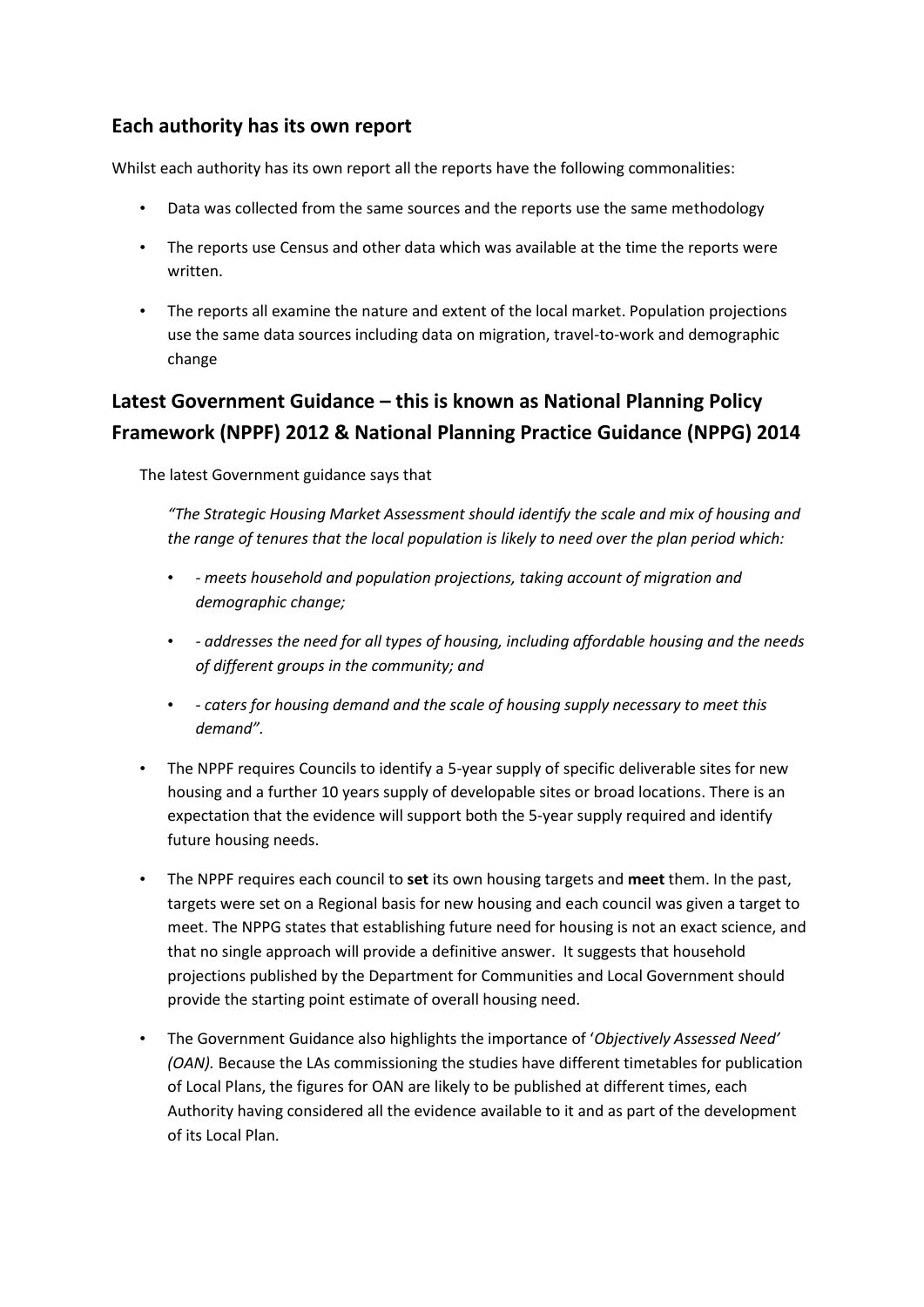## Each authority has its own report

Whilst each authority has its own report all the reports have the following commonalities:

- Data was collected from the same sources and the reports use the same methodology
- The reports use Census and other data which was available at the time the reports were written.
- The reports all examine the nature and extent of the local market. Population projections use the same data sources including data on migration, travel-to-work and demographic change

## Latest Government Guidance – this is known as National Planning Policy Framework (NPPF) 2012 & National Planning Practice Guidance (NPPG) 2014

The latest Government guidance says that

*"The Strategic Housing Market Assessment should identify the scale and mix of housing and the range of tenures that the local population is likely to need over the plan period which:*

- *- meets household and population projections, taking account of migration and demographic change;*
- *- addresses the need for all types of housing, including affordable housing and the needs of different groups in the community; and*
- *- caters for housing demand and the scale of housing supply necessary to meet this demand".*

- The NPPF requires Councils to identify a 5-year supply of specific deliverable sites for new housing and a further 10 years supply of developable sites or broad locations. There is an expectation that the evidence will support both the 5-year supply required and identify future housing needs.
- The NPPF requires each council to **set** its own housing targets and **meet** them. In the past, targets were set on a Regional basis for new housing and each council was given a target to meet. The NPPG states that establishing future need for housing is not an exact science, and that no single approach will provide a definitive answer. It suggests that household projections published by the Department for Communities and Local Government should provide the starting point estimate of overall housing need.
- The Government Guidance also highlights the importance of '*Objectively Assessed Need' (OAN).* Because the LAs commissioning the studies have different timetables for publication of Local Plans, the figures for OAN are likely to be published at different times, each Authority having considered all the evidence available to it and as part of the development of its Local Plan.